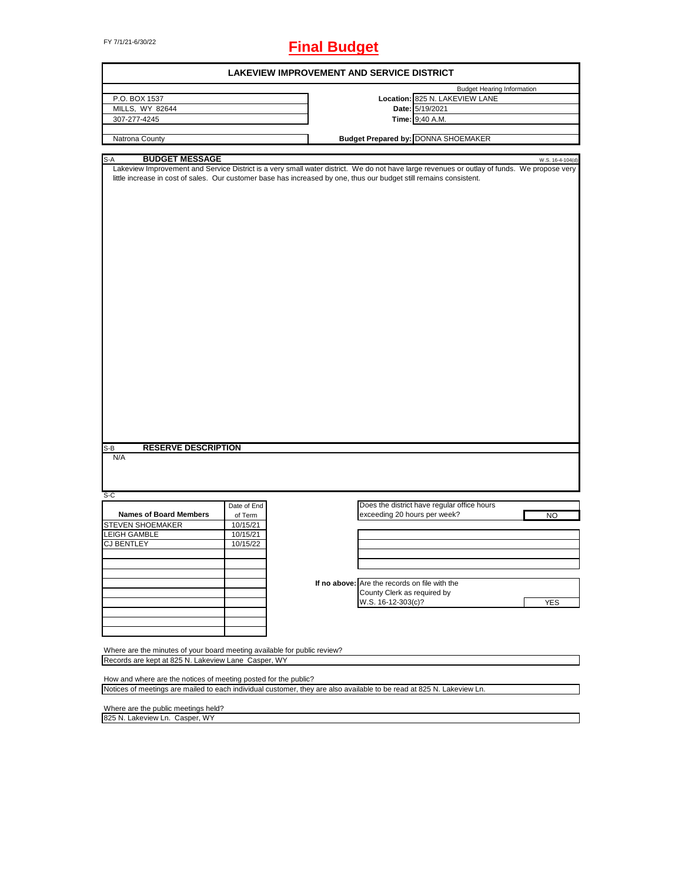FY 7/1/21-6/30/22

# Final Budget

## LAKEVIEW IMPROVEMENT AND SERVICE DISTRICT

P.O. BOX 1537
MILLS, WY 82644
307-277-4245

Natrona County

**Budget Hearing Information**

**Location:** 825 N. LAKEVIEW LANE
**Date:** 5/19/2021
**Time:** 9;40 A.M.

**Budget Prepared by:** DONNA SHOEMAKER

### S-A BUDGET MESSAGE

W.S. 16-4-104(d)

Lakeview Improvement and Service District is a very small water district. We do not have large revenues or outlay of funds. We propose very little increase in cost of sales. Our customer base has increased by one, thus our budget still remains consistent.

### S-B RESERVE DESCRIPTION

N/A

### S-C

| Names of Board Members | Date of End of Term |
|---|---|
| STEVEN SHOEMAKER | 10/15/21 |
| LEIGH GAMBLE | 10/15/21 |
| CJ BENTLEY | 10/15/22 |

Does the district have regular office hours exceeding 20 hours per week? **NO**

**If no above:** Are the records on file with the County Clerk as required by W.S. 16-12-303(c)? **YES**

Where are the minutes of your board meeting available for public review?
Records are kept at 825 N. Lakeview Lane Casper, WY

How and where are the notices of meeting posted for the public?
Notices of meetings are mailed to each individual customer, they are also available to be read at 825 N. Lakeview Ln.

Where are the public meetings held?
825 N. Lakeview Ln. Casper, WY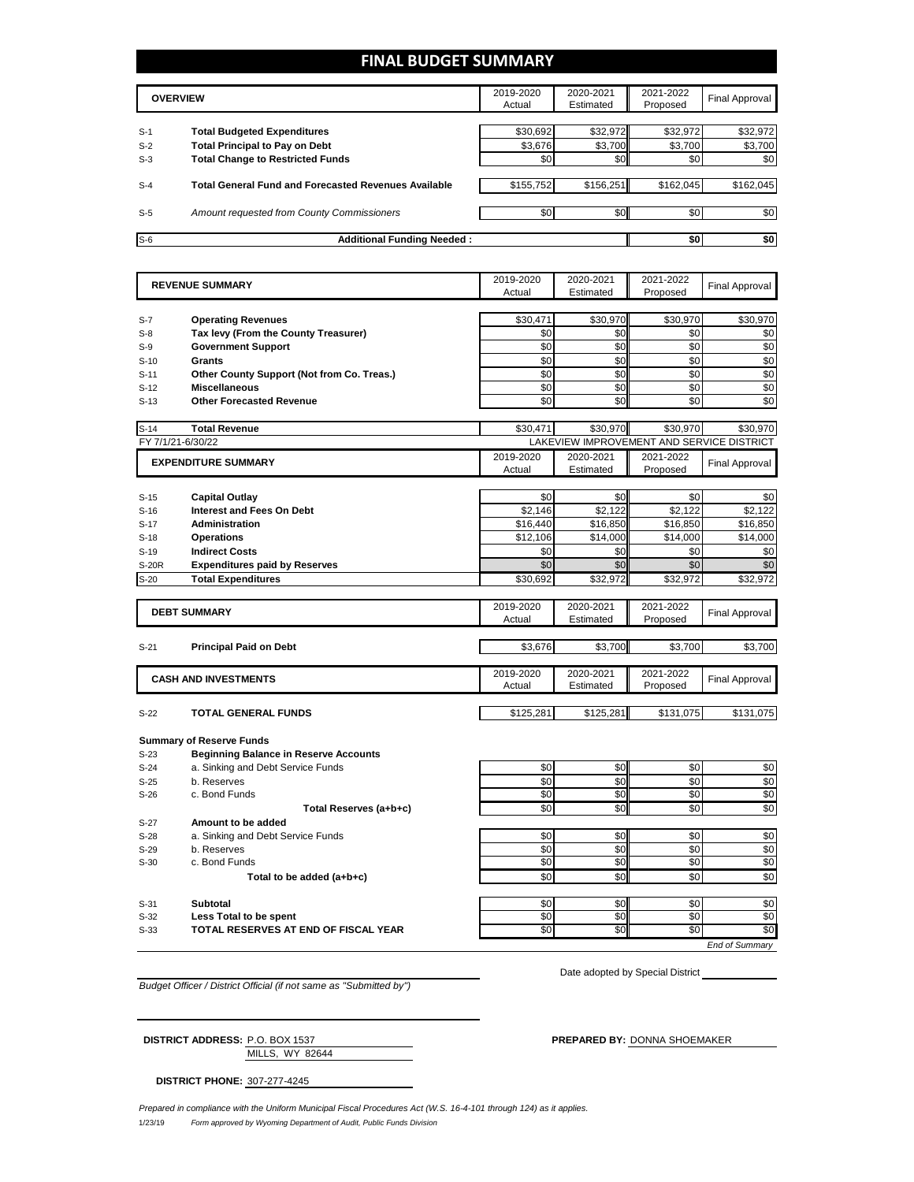# FINAL BUDGET SUMMARY

| | OVERVIEW | 2019-2020 Actual | 2020-2021 Estimated | 2021-2022 Proposed | Final Approval |
|---|---|---|---|---|---|
| S-1 | **Total Budgeted Expenditures** | $30,692 | $32,972 | $32,972 | $32,972 |
| S-2 | **Total Principal to Pay on Debt** | $3,676 | $3,700 | $3,700 | $3,700 |
| S-3 | **Total Change to Restricted Funds** | $0 | $0 | $0 | $0 |
| S-4 | **Total General Fund and Forecasted Revenues Available** | $155,752 | $156,251 | $162,045 | $162,045 |
| S-5 | *Amount requested from County Commissioners* | $0 | $0 | $0 | $0 |
| S-6 | **Additional Funding Needed :** | | | $0 | $0 |

| | REVENUE SUMMARY | 2019-2020 Actual | 2020-2021 Estimated | 2021-2022 Proposed | Final Approval |
|---|---|---|---|---|---|
| S-7 | **Operating Revenues** | $30,471 | $30,970 | $30,970 | $30,970 |
| S-8 | **Tax levy (From the County Treasurer)** | $0 | $0 | $0 | $0 |
| S-9 | **Government Support** | $0 | $0 | $0 | $0 |
| S-10 | **Grants** | $0 | $0 | $0 | $0 |
| S-11 | **Other County Support (Not from Co. Treas.)** | $0 | $0 | $0 | $0 |
| S-12 | **Miscellaneous** | $0 | $0 | $0 | $0 |
| S-13 | **Other Forecasted Revenue** | $0 | $0 | $0 | $0 |
| S-14 | **Total Revenue** | $30,471 | $30,970 | $30,970 | $30,970 |

FY 7/1/21-6/30/22 — LAKEVIEW IMPROVEMENT AND SERVICE DISTRICT

| | EXPENDITURE SUMMARY | 2019-2020 Actual | 2020-2021 Estimated | 2021-2022 Proposed | Final Approval |
|---|---|---|---|---|---|
| S-15 | **Capital Outlay** | $0 | $0 | $0 | $0 |
| S-16 | **Interest and Fees On Debt** | $2,146 | $2,122 | $2,122 | $2,122 |
| S-17 | **Administration** | $16,440 | $16,850 | $16,850 | $16,850 |
| S-18 | **Operations** | $12,106 | $14,000 | $14,000 | $14,000 |
| S-19 | **Indirect Costs** | $0 | $0 | $0 | $0 |
| S-20R | **Expenditures paid by Reserves** | $0 | $0 | $0 | $0 |
| S-20 | **Total Expenditures** | $30,692 | $32,972 | $32,972 | $32,972 |

| | DEBT SUMMARY | 2019-2020 Actual | 2020-2021 Estimated | 2021-2022 Proposed | Final Approval |
|---|---|---|---|---|---|
| S-21 | **Principal Paid on Debt** | $3,676 | $3,700 | $3,700 | $3,700 |

| | CASH AND INVESTMENTS | 2019-2020 Actual | 2020-2021 Estimated | 2021-2022 Proposed | Final Approval |
|---|---|---|---|---|---|
| S-22 | **TOTAL GENERAL FUNDS** | $125,281 | $125,281 | $131,075 | $131,075 |
| | **Summary of Reserve Funds** | | | | |
| S-23 | **Beginning Balance in Reserve Accounts** | | | | |
| S-24 | a. Sinking and Debt Service Funds | $0 | $0 | $0 | $0 |
| S-25 | b. Reserves | $0 | $0 | $0 | $0 |
| S-26 | c. Bond Funds | $0 | $0 | $0 | $0 |
| | **Total Reserves (a+b+c)** | $0 | $0 | $0 | $0 |
| S-27 | **Amount to be added** | | | | |
| S-28 | a. Sinking and Debt Service Funds | $0 | $0 | $0 | $0 |
| S-29 | b. Reserves | $0 | $0 | $0 | $0 |
| S-30 | c. Bond Funds | $0 | $0 | $0 | $0 |
| | **Total to be added (a+b+c)** | $0 | $0 | $0 | $0 |
| S-31 | **Subtotal** | $0 | $0 | $0 | $0 |
| S-32 | **Less Total to be spent** | $0 | $0 | $0 | $0 |
| S-33 | **TOTAL RESERVES AT END OF FISCAL YEAR** | $0 | $0 | $0 | $0 |

*End of Summary*

*Budget Officer / District Official (if not same as "Submitted by")*

Date adopted by Special District

**DISTRICT ADDRESS:** P.O. BOX 1537
MILLS, WY 82644

**PREPARED BY:** DONNA SHOEMAKER

**DISTRICT PHONE:** 307-277-4245

*Prepared in compliance with the Uniform Municipal Fiscal Procedures Act (W.S. 16-4-101 through 124) as it applies.*

1/23/19 *Form approved by Wyoming Department of Audit, Public Funds Division*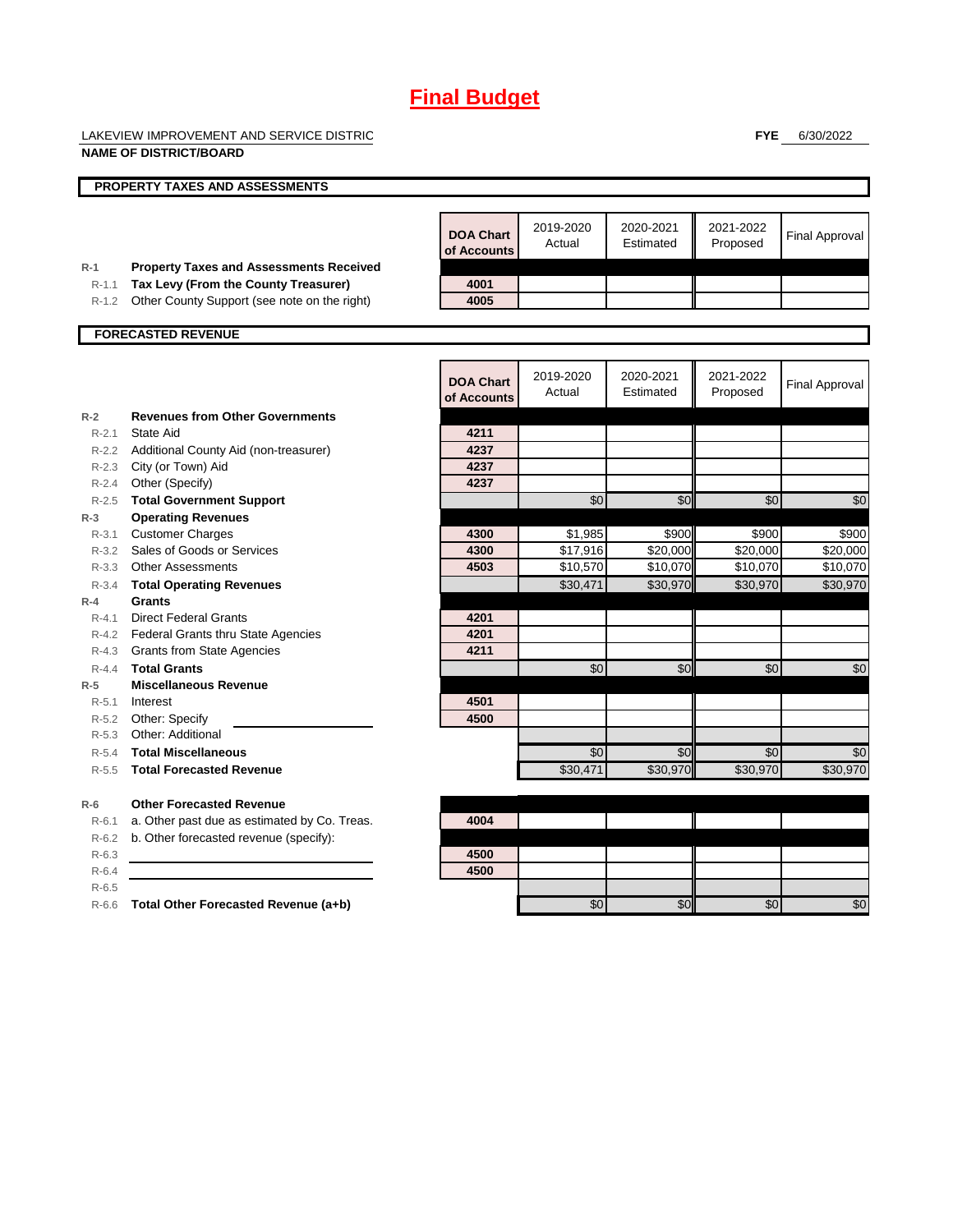# Final Budget

LAKEVIEW IMPROVEMENT AND SERVICE DISTRIC

**NAME OF DISTRICT/BOARD**

**FYE** 6/30/2022

## PROPERTY TAXES AND ASSESSMENTS

| | | DOA Chart of Accounts | 2019-2020 Actual | 2020-2021 Estimated | 2021-2022 Proposed | Final Approval |
|---|---|---|---|---|---|---|
| R-1 | **Property Taxes and Assessments Received** | | | | | |
| R-1.1 | **Tax Levy (From the County Treasurer)** | 4001 | | | | |
| R-1.2 | Other County Support (see note on the right) | 4005 | | | | |

## FORECASTED REVENUE

| | | DOA Chart of Accounts | 2019-2020 Actual | 2020-2021 Estimated | 2021-2022 Proposed | Final Approval |
|---|---|---|---|---|---|---|
| R-2 | **Revenues from Other Governments** | | | | | |
| R-2.1 | State Aid | 4211 | | | | |
| R-2.2 | Additional County Aid (non-treasurer) | 4237 | | | | |
| R-2.3 | City (or Town) Aid | 4237 | | | | |
| R-2.4 | Other (Specify) | 4237 | | | | |
| R-2.5 | **Total Government Support** | | $0 | $0 | $0 | $0 |
| R-3 | **Operating Revenues** | | | | | |
| R-3.1 | Customer Charges | 4300 | $1,985 | $900 | $900 | $900 |
| R-3.2 | Sales of Goods or Services | 4300 | $17,916 | $20,000 | $20,000 | $20,000 |
| R-3.3 | Other Assessments | 4503 | $10,570 | $10,070 | $10,070 | $10,070 |
| R-3.4 | **Total Operating Revenues** | | $30,471 | $30,970 | $30,970 | $30,970 |
| R-4 | **Grants** | | | | | |
| R-4.1 | Direct Federal Grants | 4201 | | | | |
| R-4.2 | Federal Grants thru State Agencies | 4201 | | | | |
| R-4.3 | Grants from State Agencies | 4211 | | | | |
| R-4.4 | **Total Grants** | | $0 | $0 | $0 | $0 |
| R-5 | **Miscellaneous Revenue** | | | | | |
| R-5.1 | Interest | 4501 | | | | |
| R-5.2 | Other: Specify | 4500 | | | | |
| R-5.3 | Other: Additional | | | | | |
| R-5.4 | **Total Miscellaneous** | | $0 | $0 | $0 | $0 |
| R-5.5 | **Total Forecasted Revenue** | | $30,471 | $30,970 | $30,970 | $30,970 |
| R-6 | **Other Forecasted Revenue** | | | | | |
| R-6.1 | a. Other past due as estimated by Co. Treas. | 4004 | | | | |
| R-6.2 | b. Other forecasted revenue (specify): | | | | | |
| R-6.3 | | 4500 | | | | |
| R-6.4 | | 4500 | | | | |
| R-6.5 | | | | | | |
| R-6.6 | **Total Other Forecasted Revenue (a+b)** | | $0 | $0 | $0 | $0 |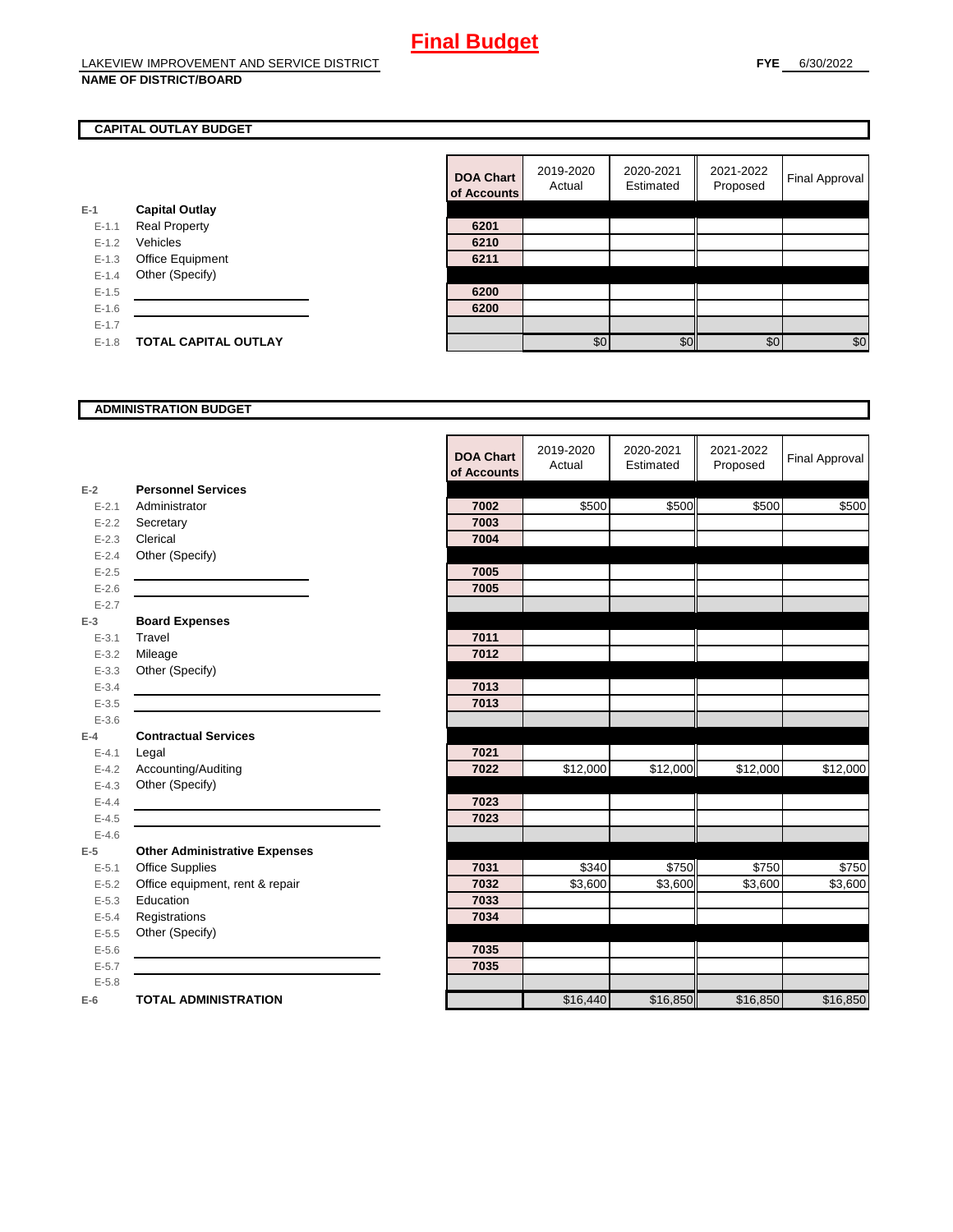# Final Budget

LAKEVIEW IMPROVEMENT AND SERVICE DISTRICT
**NAME OF DISTRICT/BOARD**

**FYE** 6/30/2022

## CAPITAL OUTLAY BUDGET

| | | DOA Chart of Accounts | 2019-2020 Actual | 2020-2021 Estimated | 2021-2022 Proposed | Final Approval |
|---|---|---|---|---|---|---|
| E-1 | **Capital Outlay** | | | | | |
| E-1.1 | Real Property | 6201 | | | | |
| E-1.2 | Vehicles | 6210 | | | | |
| E-1.3 | Office Equipment | 6211 | | | | |
| E-1.4 | Other (Specify) | | | | | |
| E-1.5 | | 6200 | | | | |
| E-1.6 | | 6200 | | | | |
| E-1.7 | | | | | | |
| E-1.8 | **TOTAL CAPITAL OUTLAY** | | $0 | $0 | $0 | $0 |

## ADMINISTRATION BUDGET

| | | DOA Chart of Accounts | 2019-2020 Actual | 2020-2021 Estimated | 2021-2022 Proposed | Final Approval |
|---|---|---|---|---|---|---|
| E-2 | **Personnel Services** | | | | | |
| E-2.1 | Administrator | 7002 | $500 | $500 | $500 | $500 |
| E-2.2 | Secretary | 7003 | | | | |
| E-2.3 | Clerical | 7004 | | | | |
| E-2.4 | Other (Specify) | | | | | |
| E-2.5 | | 7005 | | | | |
| E-2.6 | | 7005 | | | | |
| E-2.7 | | | | | | |
| E-3 | **Board Expenses** | | | | | |
| E-3.1 | Travel | 7011 | | | | |
| E-3.2 | Mileage | 7012 | | | | |
| E-3.3 | Other (Specify) | | | | | |
| E-3.4 | | 7013 | | | | |
| E-3.5 | | 7013 | | | | |
| E-3.6 | | | | | | |
| E-4 | **Contractual Services** | | | | | |
| E-4.1 | Legal | 7021 | | | | |
| E-4.2 | Accounting/Auditing | 7022 | $12,000 | $12,000 | $12,000 | $12,000 |
| E-4.3 | Other (Specify) | | | | | |
| E-4.4 | | 7023 | | | | |
| E-4.5 | | 7023 | | | | |
| E-4.6 | | | | | | |
| E-5 | **Other Administrative Expenses** | | | | | |
| E-5.1 | Office Supplies | 7031 | $340 | $750 | $750 | $750 |
| E-5.2 | Office equipment, rent & repair | 7032 | $3,600 | $3,600 | $3,600 | $3,600 |
| E-5.3 | Education | 7033 | | | | |
| E-5.4 | Registrations | 7034 | | | | |
| E-5.5 | Other (Specify) | | | | | |
| E-5.6 | | 7035 | | | | |
| E-5.7 | | 7035 | | | | |
| E-5.8 | | | | | | |
| E-6 | **TOTAL ADMINISTRATION** | | $16,440 | $16,850 | $16,850 | $16,850 |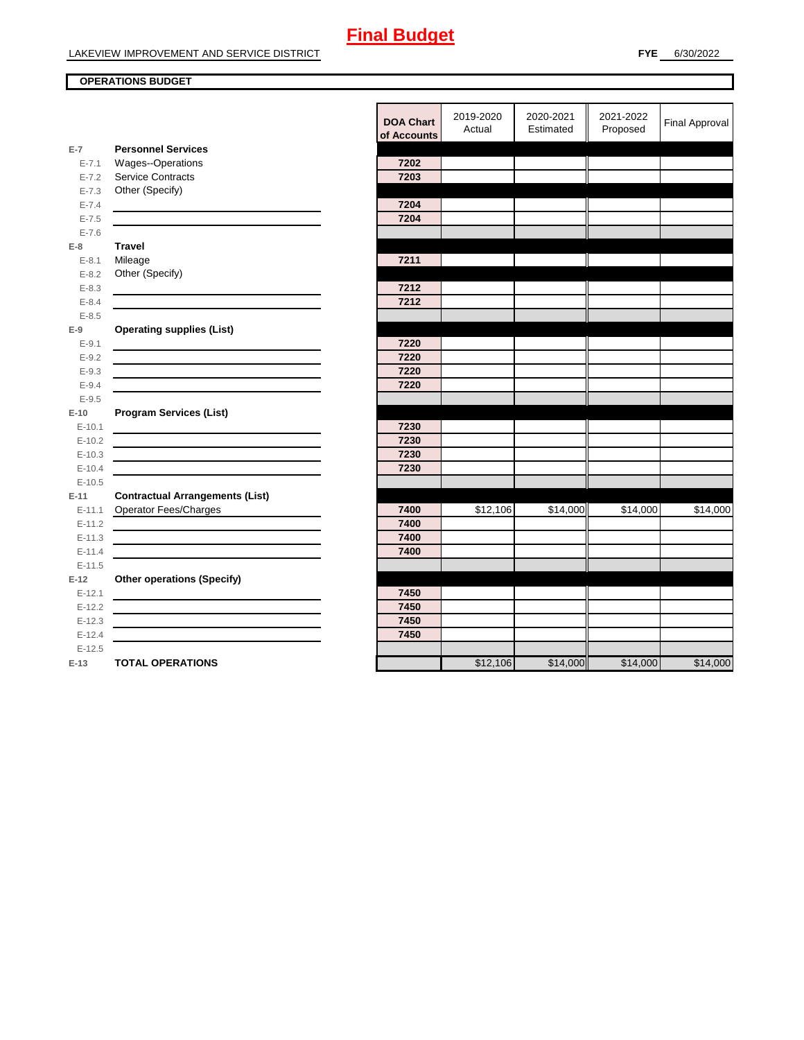# Final Budget

LAKEVIEW IMPROVEMENT AND SERVICE DISTRICT

**FYE** 6/30/2022

**OPERATIONS BUDGET**

| | | DOA Chart of Accounts | 2019-2020 Actual | 2020-2021 Estimated | 2021-2022 Proposed | Final Approval |
|---|---|---|---|---|---|---|
| **E-7** | **Personnel Services** | | | | | |
| E-7.1 | Wages--Operations | 7202 | | | | |
| E-7.2 | Service Contracts | 7203 | | | | |
| E-7.3 | Other (Specify) | | | | | |
| E-7.4 | | 7204 | | | | |
| E-7.5 | | 7204 | | | | |
| E-7.6 | | | | | | |
| **E-8** | **Travel** | | | | | |
| E-8.1 | Mileage | 7211 | | | | |
| E-8.2 | Other (Specify) | | | | | |
| E-8.3 | | 7212 | | | | |
| E-8.4 | | 7212 | | | | |
| E-8.5 | | | | | | |
| **E-9** | **Operating supplies (List)** | | | | | |
| E-9.1 | | 7220 | | | | |
| E-9.2 | | 7220 | | | | |
| E-9.3 | | 7220 | | | | |
| E-9.4 | | 7220 | | | | |
| E-9.5 | | | | | | |
| **E-10** | **Program Services (List)** | | | | | |
| E-10.1 | | 7230 | | | | |
| E-10.2 | | 7230 | | | | |
| E-10.3 | | 7230 | | | | |
| E-10.4 | | 7230 | | | | |
| E-10.5 | | | | | | |
| **E-11** | **Contractual Arrangements (List)** | | | | | |
| E-11.1 | Operator Fees/Charges | 7400 | $12,106 | $14,000 | $14,000 | $14,000 |
| E-11.2 | | 7400 | | | | |
| E-11.3 | | 7400 | | | | |
| E-11.4 | | 7400 | | | | |
| E-11.5 | | | | | | |
| **E-12** | **Other operations (Specify)** | | | | | |
| E-12.1 | | 7450 | | | | |
| E-12.2 | | 7450 | | | | |
| E-12.3 | | 7450 | | | | |
| E-12.4 | | 7450 | | | | |
| E-12.5 | | | | | | |
| **E-13** | **TOTAL OPERATIONS** | | $12,106 | $14,000 | $14,000 | $14,000 |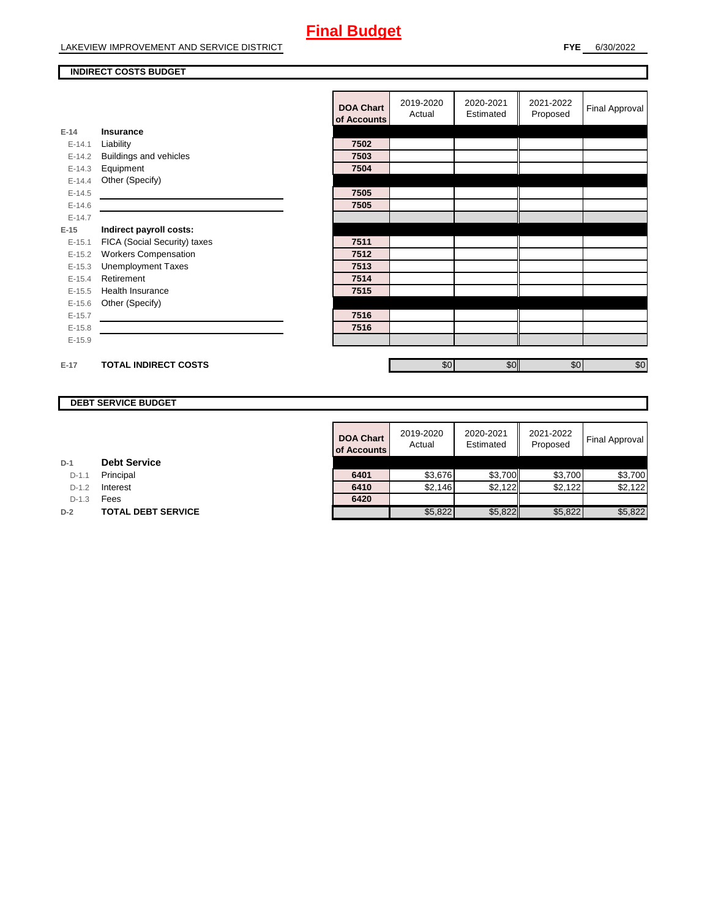# Final Budget

LAKEVIEW IMPROVEMENT AND SERVICE DISTRICT

**FYE** 6/30/2022

## INDIRECT COSTS BUDGET

| | | DOA Chart of Accounts | 2019-2020 Actual | 2020-2021 Estimated | 2021-2022 Proposed | Final Approval |
|---|---|---|---|---|---|---|
| **E-14** | **Insurance** | | | | | |
| E-14.1 | Liability | 7502 | | | | |
| E-14.2 | Buildings and vehicles | 7503 | | | | |
| E-14.3 | Equipment | 7504 | | | | |
| E-14.4 | Other (Specify) | | | | | |
| E-14.5 | | 7505 | | | | |
| E-14.6 | | 7505 | | | | |
| E-14.7 | | | | | | |
| **E-15** | **Indirect payroll costs:** | | | | | |
| E-15.1 | FICA (Social Security) taxes | 7511 | | | | |
| E-15.2 | Workers Compensation | 7512 | | | | |
| E-15.3 | Unemployment Taxes | 7513 | | | | |
| E-15.4 | Retirement | 7514 | | | | |
| E-15.5 | Health Insurance | 7515 | | | | |
| E-15.6 | Other (Specify) | | | | | |
| E-15.7 | | 7516 | | | | |
| E-15.8 | | 7516 | | | | |
| E-15.9 | | | | | | |
| **E-17** | **TOTAL INDIRECT COSTS** | | $0 | $0 | $0 | $0 |

## DEBT SERVICE BUDGET

| | | DOA Chart of Accounts | 2019-2020 Actual | 2020-2021 Estimated | 2021-2022 Proposed | Final Approval |
|---|---|---|---|---|---|---|
| **D-1** | **Debt Service** | | | | | |
| D-1.1 | Principal | 6401 | $3,676 | $3,700 | $3,700 | $3,700 |
| D-1.2 | Interest | 6410 | $2,146 | $2,122 | $2,122 | $2,122 |
| D-1.3 | Fees | 6420 | | | | |
| **D-2** | **TOTAL DEBT SERVICE** | | $5,822 | $5,822 | $5,822 | $5,822 |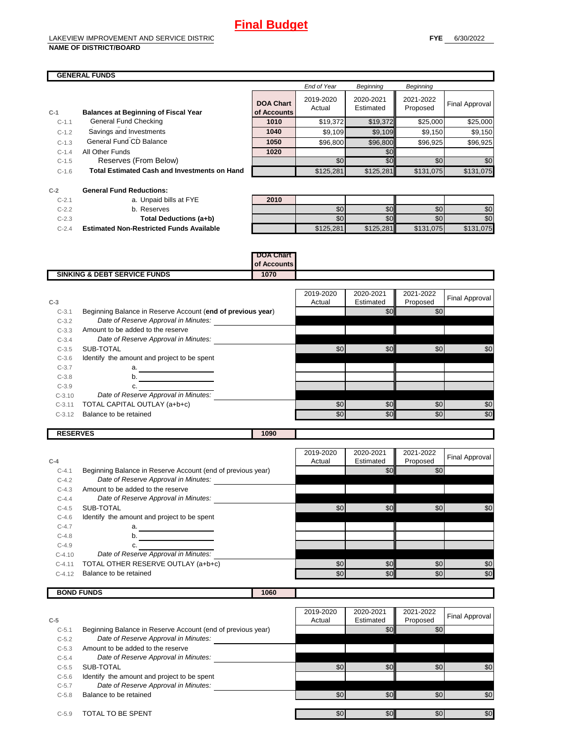# Final Budget

LAKEVIEW IMPROVEMENT AND SERVICE DISTRIC

**NAME OF DISTRICT/BOARD**

**FYE** 6/30/2022

## GENERAL FUNDS

| | | DOA Chart of Accounts | End of Year 2019-2020 Actual | Beginning 2020-2021 Estimated | Beginning 2021-2022 Proposed | Final Approval |
|---|---|---|---|---|---|---|
| **C-1** | **Balances at Beginning of Fiscal Year** | | | | | |
| C-1.1 | General Fund Checking | 1010 | $19,372 | $19,372 | $25,000 | $25,000 |
| C-1.2 | Savings and Investments | 1040 | $9,109 | $9,109 | $9,150 | $9,150 |
| C-1.3 | General Fund CD Balance | 1050 | $96,800 | $96,800 | $96,925 | $96,925 |
| C-1.4 | All Other Funds | 1020 | | $0 | | |
| C-1.5 | Reserves (From Below) | | $0 | $0 | $0 | $0 |
| C-1.6 | **Total Estimated Cash and Investments on Hand** | | $125,281 | $125,281 | $131,075 | $131,075 |
| **C-2** | **General Fund Reductions:** | | | | | |
| C-2.1 | a. Unpaid bills at FYE | 2010 | | | | |
| C-2.2 | b. Reserves | | $0 | $0 | $0 | $0 |
| C-2.3 | **Total Deductions (a+b)** | | $0 | $0 | $0 | $0 |
| C-2.4 | **Estimated Non-Restricted Funds Available** | | $125,281 | $125,281 | $131,075 | $131,075 |

## SINKING & DEBT SERVICE FUNDS — DOA Chart of Accounts 1070

| C-3 | | 2019-2020 Actual | 2020-2021 Estimated | 2021-2022 Proposed | Final Approval |
|---|---|---|---|---|---|
| C-3.1 | Beginning Balance in Reserve Account (**end of previous year**) | | $0 | $0 | |
| C-3.2 | *Date of Reserve Approval in Minutes:* | | | | |
| C-3.3 | Amount to be added to the reserve | | | | |
| C-3.4 | *Date of Reserve Approval in Minutes:* | | | | |
| C-3.5 | SUB-TOTAL | $0 | $0 | $0 | $0 |
| C-3.6 | Identify the amount and project to be spent | | | | |
| C-3.7 | a. | | | | |
| C-3.8 | b. | | | | |
| C-3.9 | c. | | | | |
| C-3.10 | *Date of Reserve Approval in Minutes:* | | | | |
| C-3.11 | TOTAL CAPITAL OUTLAY (a+b+c) | $0 | $0 | $0 | $0 |
| C-3.12 | Balance to be retained | $0 | $0 | $0 | $0 |

## RESERVES — 1090

| C-4 | | 2019-2020 Actual | 2020-2021 Estimated | 2021-2022 Proposed | Final Approval |
|---|---|---|---|---|---|
| C-4.1 | Beginning Balance in Reserve Account (end of previous year) | | $0 | $0 | |
| C-4.2 | *Date of Reserve Approval in Minutes:* | | | | |
| C-4.3 | Amount to be added to the reserve | | | | |
| C-4.4 | *Date of Reserve Approval in Minutes:* | | | | |
| C-4.5 | SUB-TOTAL | $0 | $0 | $0 | $0 |
| C-4.6 | Identify the amount and project to be spent | | | | |
| C-4.7 | a. | | | | |
| C-4.8 | b. | | | | |
| C-4.9 | c. | | | | |
| C-4.10 | *Date of Reserve Approval in Minutes:* | | | | |
| C-4.11 | TOTAL OTHER RESERVE OUTLAY (a+b+c) | $0 | $0 | $0 | $0 |
| C-4.12 | Balance to be retained | $0 | $0 | $0 | $0 |

## BOND FUNDS — 1060

| C-5 | | 2019-2020 Actual | 2020-2021 Estimated | 2021-2022 Proposed | Final Approval |
|---|---|---|---|---|---|
| C-5.1 | Beginning Balance in Reserve Account (end of previous year) | | $0 | $0 | |
| C-5.2 | *Date of Reserve Approval in Minutes:* | | | | |
| C-5.3 | Amount to be added to the reserve | | | | |
| C-5.4 | *Date of Reserve Approval in Minutes:* | | | | |
| C-5.5 | SUB-TOTAL | $0 | $0 | $0 | $0 |
| C-5.6 | Identify the amount and project to be spent | | | | |
| C-5.7 | *Date of Reserve Approval in Minutes:* | | | | |
| C-5.8 | Balance to be retained | $0 | $0 | $0 | $0 |
| C-5.9 | TOTAL TO BE SPENT | $0 | $0 | $0 | $0 |